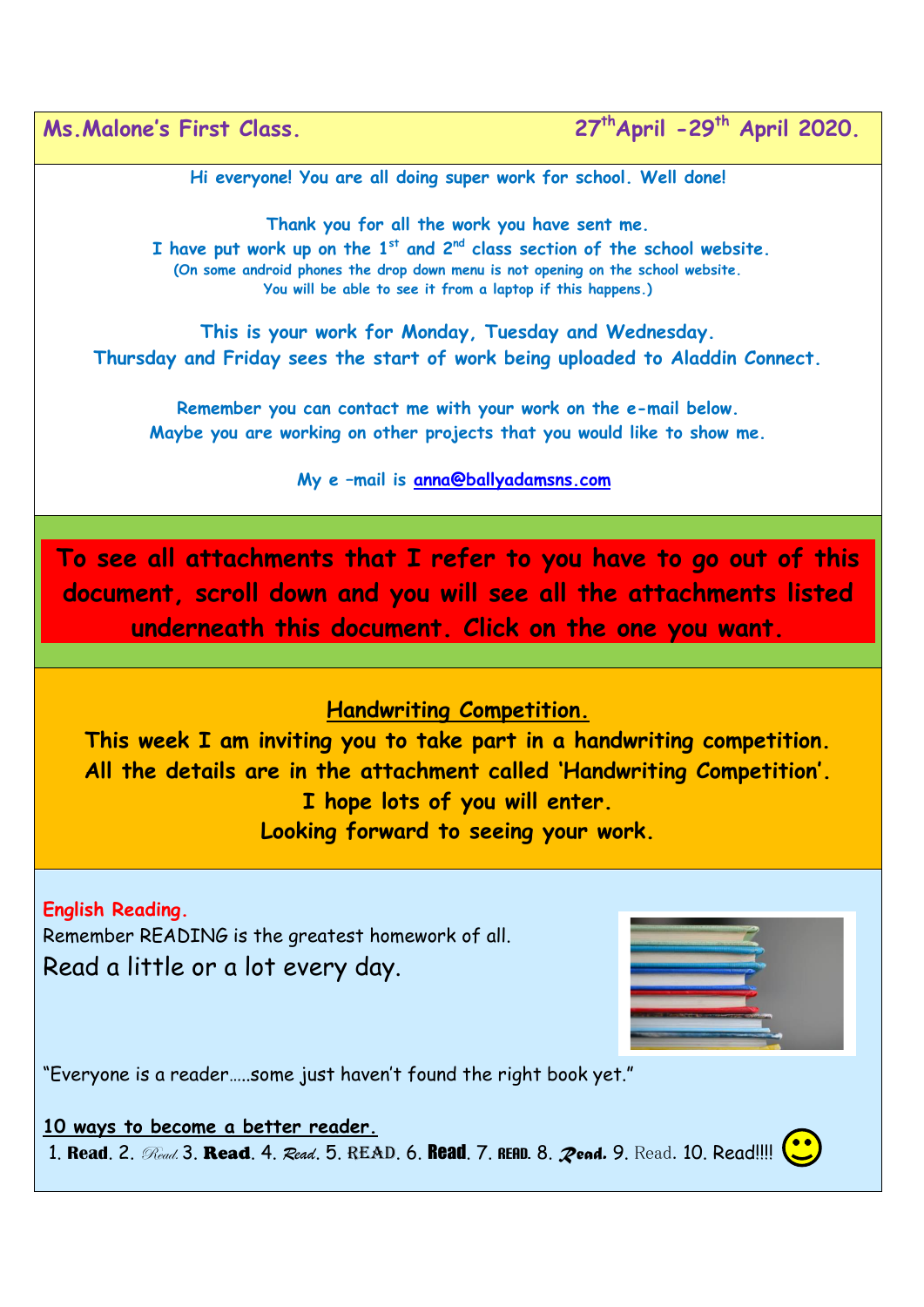**Ms.Malone's First Class.** **27th April -29th April 2020.**

Hi everyone! You are all doing super work for school. Well done!

Thank you for all the work you have sent me.
I have put work up on the 1st and 2nd class section of the school website.
(On some android phones the drop down menu is not opening on the school website.
You will be able to see it from a laptop if this happens.)

This is your work for Monday, Tuesday and Wednesday.
Thursday and Friday sees the start of work being uploaded to Aladdin Connect.

Remember you can contact me with your work on the e-mail below.
Maybe you are working on other projects that you would like to show me.

My e –mail is anna@ballyadamsns.com

**To see all attachments that I refer to you have to go out of this document, scroll down and you will see all the attachments listed underneath this document. Click on the one you want.**

## Handwriting Competition.

**This week I am inviting you to take part in a handwriting competition.
All the details are in the attachment called 'Handwriting Competition'.
I hope lots of you will enter.
Looking forward to seeing your work.**

**English Reading.**

Remember READING is the greatest homework of all.
Read a little or a lot every day.

"Everyone is a reader…..some just haven't found the right book yet."

**10 ways to become a better reader.**

1. **Read**. 2. *Read*. 3. **Read**. 4. *Read*. 5. READ. 6. **Read**. 7. READ. 8. ***Read***. 9. Read. 10. Read!!!! 🙂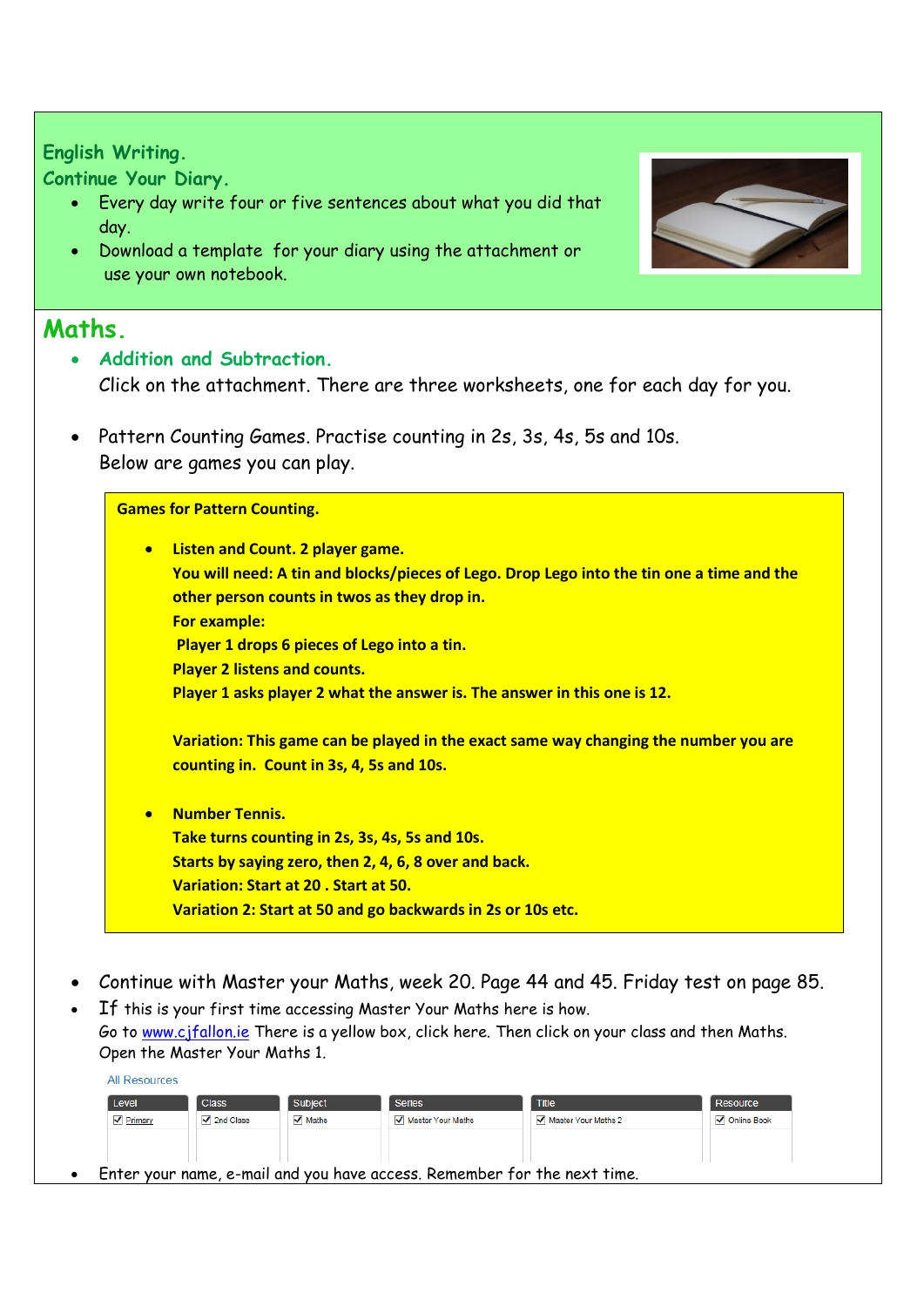## English Writing.

### Continue Your Diary.

- Every day write four or five sentences about what you did that day.
- Download a template for your diary using the attachment or use your own notebook.

## Maths.

- **Addition and Subtraction.**
  Click on the attachment. There are three worksheets, one for each day for you.

- Pattern Counting Games. Practise counting in 2s, 3s, 4s, 5s and 10s.
  Below are games you can play.

**Games for Pattern Counting.**

- **Listen and Count. 2 player game.**
  **You will need: A tin and blocks/pieces of Lego. Drop Lego into the tin one a time and the other person counts in twos as they drop in.**
  **For example:**
  **Player 1 drops 6 pieces of Lego into a tin.**
  **Player 2 listens and counts.**
  **Player 1 asks player 2 what the answer is. The answer in this one is 12.**

  **Variation: This game can be played in the exact same way changing the number you are counting in. Count in 3s, 4, 5s and 10s.**

- **Number Tennis.**
  **Take turns counting in 2s, 3s, 4s, 5s and 10s.**
  **Starts by saying zero, then 2, 4, 6, 8 over and back.**
  **Variation: Start at 20 . Start at 50.**
  **Variation 2: Start at 50 and go backwards in 2s or 10s etc.**

- Continue with Master your Maths, week 20. Page 44 and 45. Friday test on page 85.
- If this is your first time accessing Master Your Maths here is how.
  Go to www.cjfallon.ie There is a yellow box, click here. Then click on your class and then Maths. Open the Master Your Maths 1.

All Resources

| Level | Class | Subject | Series | Title | Resource |
|---|---|---|---|---|---|
| ☑ Primary | ☑ 2nd Class | ☑ Maths | ☑ Master Your Maths | ☑ Master Your Maths 2 | ☑ Online Book |

- Enter your name, e-mail and you have access. Remember for the next time.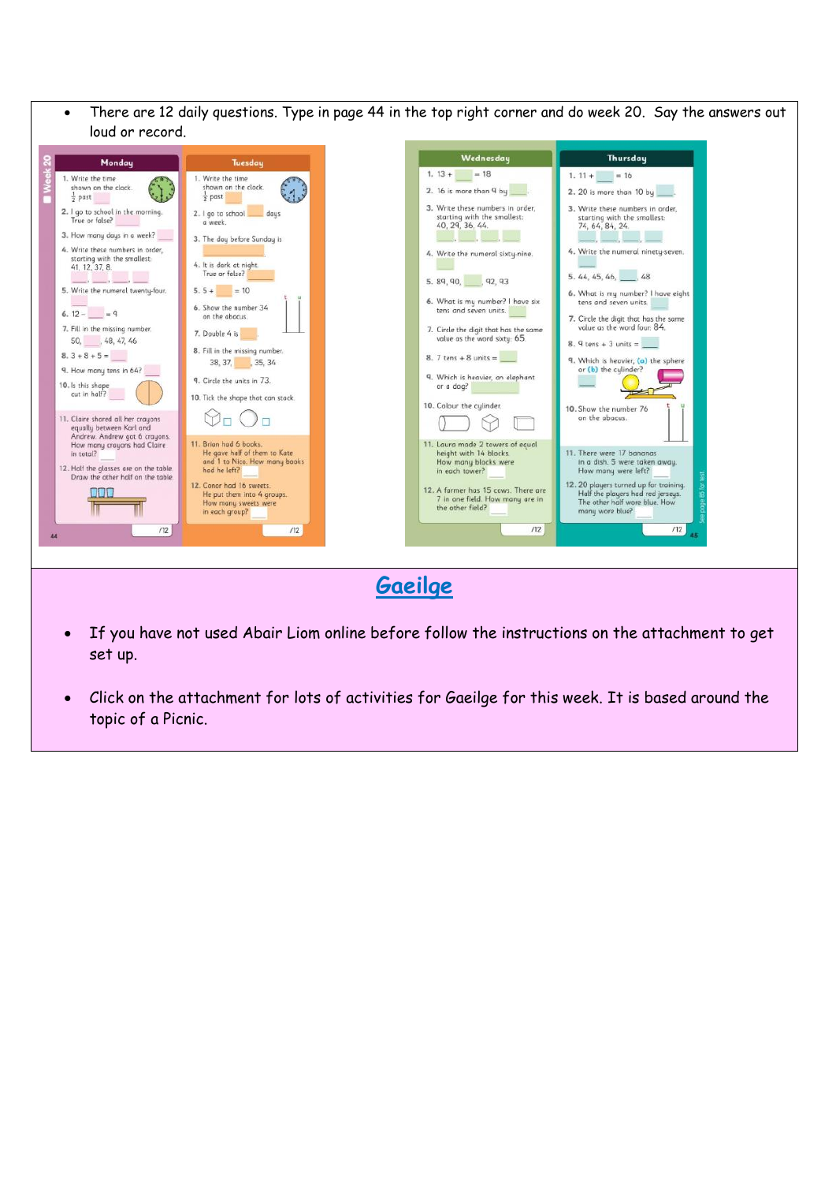- There are 12 daily questions. Type in page 44 in the top right corner and do week 20. Say the answers out loud or record.

**Week 20**

**Monday**

1. Write the time shown on the clock. ½ past ___
2. I go to school in the morning. True or false? ___
3. How many days in a week? ___
4. Write these numbers in order, starting with the smallest: 41, 12, 37, 8. ___, ___, ___, ___
5. Write the numeral twenty-four. ___
6. 12 – ___ = 9
7. Fill in the missing number. 50, ___, 48, 47, 46
8. 3 + 8 + 5 = ___
9. How many tens in 64? ___
10. Is this shape cut in half? ___
11. Claire shared all her crayons equally between Karl and Andrew. Andrew got 6 crayons. How many crayons had Claire in total? ___
12. Half the glasses are on the table. Draw the other half on the table.

/12

**Tuesday**

1. Write the time shown on the clock. ½ past ___
2. I go to school ___ days a week.
3. The day before Sunday is ___
4. It is dark at night. True or false? ___
5. 5 + ___ = 10
6. Show the number 34 on the abacus.
7. Double 4 is ___
8. Fill in the missing number. 38, 37, ___, 35, 34
9. Circle the units in 73.
10. Tick the shape that can stack.
11. Brian had 6 books. He gave half of them to Kate and 1 to Nico. How many books had he left? ___
12. Conor had 16 sweets. He put them into 4 groups. How many sweets were in each group? ___

/12

**Wednesday**

1. 13 + ___ = 18
2. 16 is more than 9 by ___
3. Write these numbers in order, starting with the smallest: 40, 29, 36, 44. ___, ___, ___, ___
4. Write the numeral sixty-nine. ___
5. 89, 90, ___, 92, 93
6. What is my number? I have six tens and seven units. ___
7. Circle the digit that has the same value as the word sixty: 65
8. 7 tens + 8 units = ___
9. Which is heavier, an elephant or a dog? ___
10. Colour the cylinder.
11. Laura made 2 towers of equal height with 14 blocks. How many blocks were in each tower? ___
12. A farmer has 15 cows. There are 7 in one field. How many are in the other field? ___

/12

**Thursday**

1. 11 + ___ = 16
2. 20 is more than 10 by ___
3. Write these numbers in order, starting with the smallest: 74, 64, 84, 24. ___, ___, ___, ___
4. Write the numeral ninety-seven. ___
5. 44, 45, 46, ___, 48
6. What is my number? I have eight tens and seven units. ___
7. Circle the digit that has the same value as the word four: 84.
8. 9 tens + 3 units = ___
9. Which is heavier, (a) the sphere or (b) the cylinder? ___
10. Show the number 76 on the abacus.
11. There were 17 bananas in a dish. 5 were taken away. How many were left? ___
12. 20 players turned up for training. Half the players had red jerseys. The other half wore blue. How many wore blue? ___

/12

See page 85 for test

# Gaeilge

- If you have not used Abair Liom online before follow the instructions on the attachment to get set up.
- Click on the attachment for lots of activities for Gaeilge for this week. It is based around the topic of a Picnic.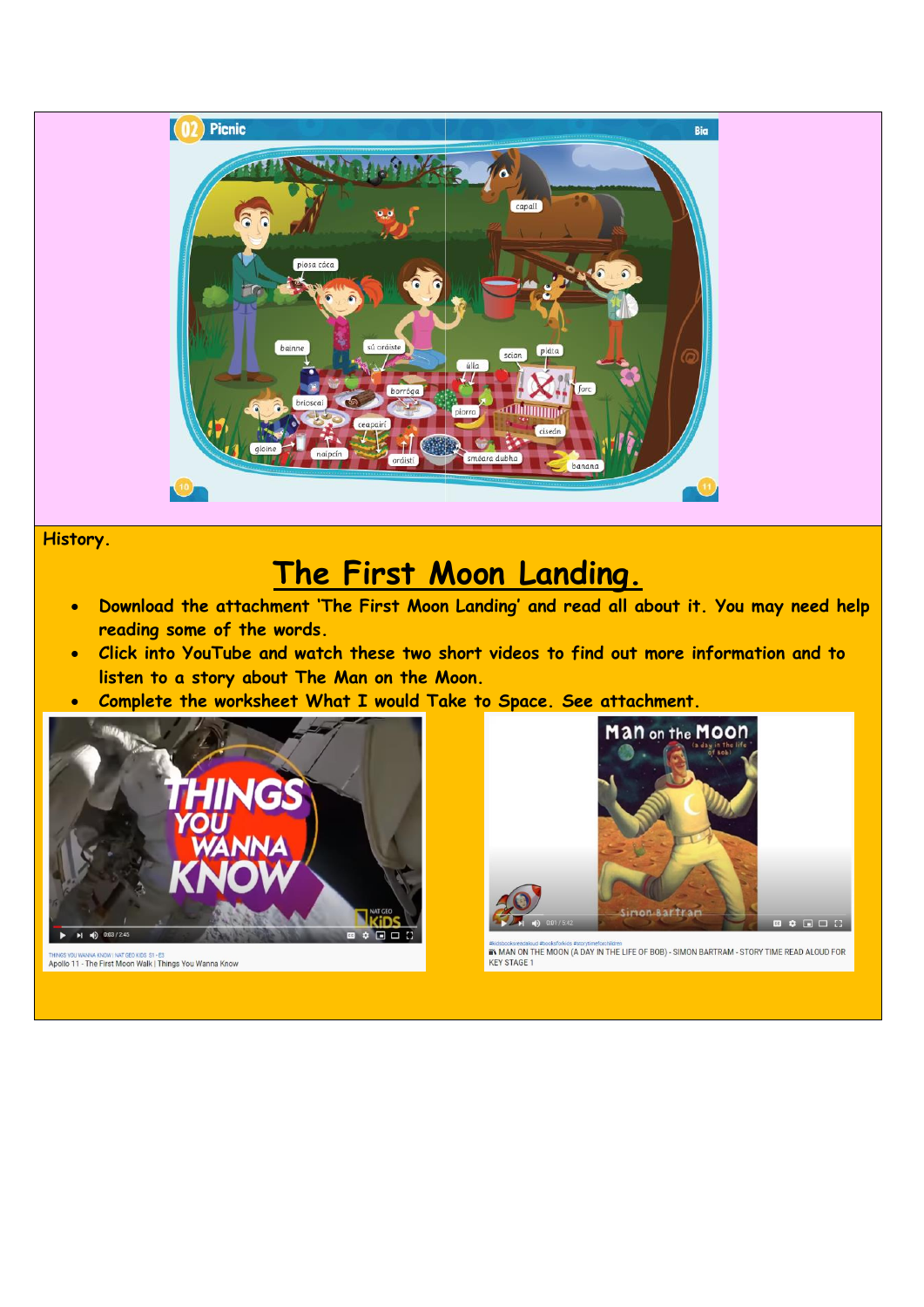02 Picnic

Bia

capall

píosa cáca

bainne

sú oráiste

úlla

scian

pláta

forc

briosca

borróga

piorra

ciseán

gloine

naipcín

ceapairí

oráistí

sméara dubha

banana

History.

# The First Moon Landing.

- Download the attachment 'The First Moon Landing' and read all about it. You may need help reading some of the words.
- Click into YouTube and watch these two short videos to find out more information and to listen to a story about The Man on the Moon.
- Complete the worksheet What I would Take to Space. See attachment.

THINGS YOU WANNA KNOW | NAT GEO KIDS S1 - E3
Apollo 11 - The First Moon Walk | Things You Wanna Know

#kidsbooksreadaloud #booksforkids #storytimeforchildren
MAN ON THE MOON (A DAY IN THE LIFE OF BOB) - SIMON BARTRAM - STORY TIME READ ALOUD FOR KEY STAGE 1